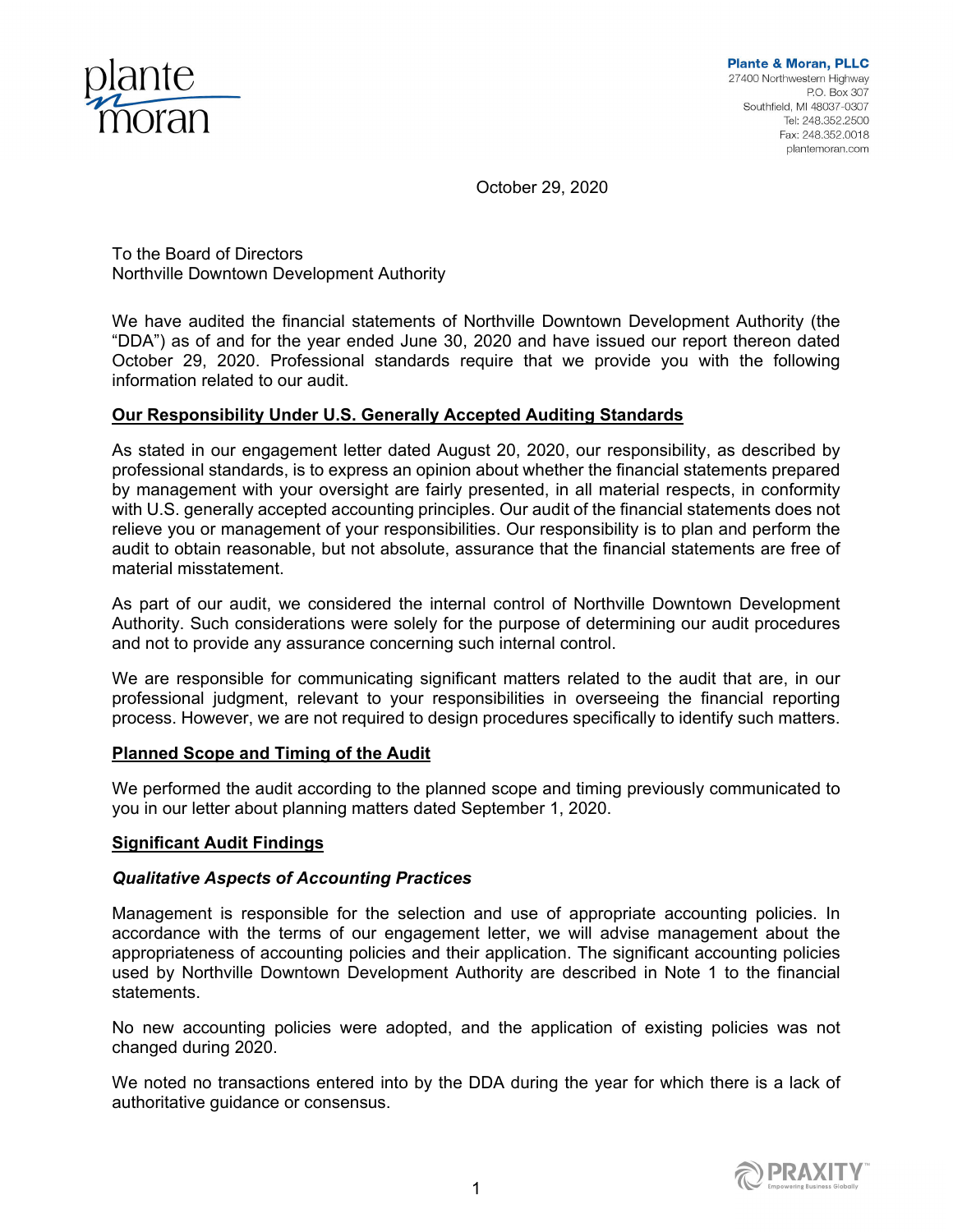Plante & Moran, PLLC
27400 Northwestern Highway
P.O. Box 307
Southfield, MI 48037-0307
Tel: 248.352.2500
Fax: 248.352.0018
plantemoran.com

October 29, 2020

To the Board of Directors
Northville Downtown Development Authority

We have audited the financial statements of Northville Downtown Development Authority (the "DDA") as of and for the year ended June 30, 2020 and have issued our report thereon dated October 29, 2020. Professional standards require that we provide you with the following information related to our audit.

## Our Responsibility Under U.S. Generally Accepted Auditing Standards

As stated in our engagement letter dated August 20, 2020, our responsibility, as described by professional standards, is to express an opinion about whether the financial statements prepared by management with your oversight are fairly presented, in all material respects, in conformity with U.S. generally accepted accounting principles. Our audit of the financial statements does not relieve you or management of your responsibilities. Our responsibility is to plan and perform the audit to obtain reasonable, but not absolute, assurance that the financial statements are free of material misstatement.

As part of our audit, we considered the internal control of Northville Downtown Development Authority. Such considerations were solely for the purpose of determining our audit procedures and not to provide any assurance concerning such internal control.

We are responsible for communicating significant matters related to the audit that are, in our professional judgment, relevant to your responsibilities in overseeing the financial reporting process. However, we are not required to design procedures specifically to identify such matters.

## Planned Scope and Timing of the Audit

We performed the audit according to the planned scope and timing previously communicated to you in our letter about planning matters dated September 1, 2020.

## Significant Audit Findings

### *Qualitative Aspects of Accounting Practices*

Management is responsible for the selection and use of appropriate accounting policies. In accordance with the terms of our engagement letter, we will advise management about the appropriateness of accounting policies and their application. The significant accounting policies used by Northville Downtown Development Authority are described in Note 1 to the financial statements.

No new accounting policies were adopted, and the application of existing policies was not changed during 2020.

We noted no transactions entered into by the DDA during the year for which there is a lack of authoritative guidance or consensus.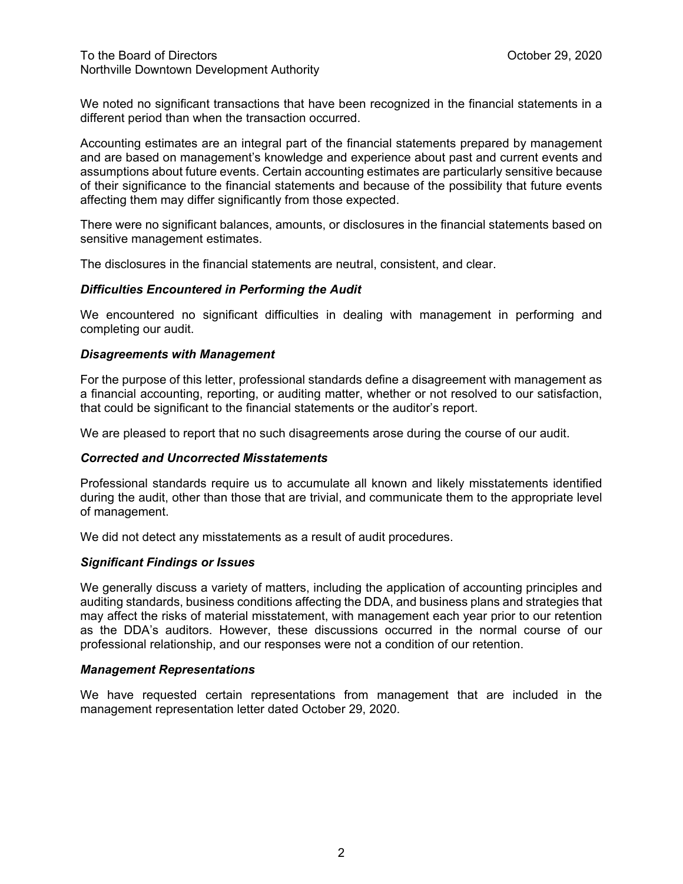We noted no significant transactions that have been recognized in the financial statements in a different period than when the transaction occurred.

Accounting estimates are an integral part of the financial statements prepared by management and are based on management's knowledge and experience about past and current events and assumptions about future events. Certain accounting estimates are particularly sensitive because of their significance to the financial statements and because of the possibility that future events affecting them may differ significantly from those expected.

There were no significant balances, amounts, or disclosures in the financial statements based on sensitive management estimates.

The disclosures in the financial statements are neutral, consistent, and clear.

***Difficulties Encountered in Performing the Audit***

We encountered no significant difficulties in dealing with management in performing and completing our audit.

***Disagreements with Management***

For the purpose of this letter, professional standards define a disagreement with management as a financial accounting, reporting, or auditing matter, whether or not resolved to our satisfaction, that could be significant to the financial statements or the auditor's report.

We are pleased to report that no such disagreements arose during the course of our audit.

***Corrected and Uncorrected Misstatements***

Professional standards require us to accumulate all known and likely misstatements identified during the audit, other than those that are trivial, and communicate them to the appropriate level of management.

We did not detect any misstatements as a result of audit procedures.

***Significant Findings or Issues***

We generally discuss a variety of matters, including the application of accounting principles and auditing standards, business conditions affecting the DDA, and business plans and strategies that may affect the risks of material misstatement, with management each year prior to our retention as the DDA's auditors. However, these discussions occurred in the normal course of our professional relationship, and our responses were not a condition of our retention.

***Management Representations***

We have requested certain representations from management that are included in the management representation letter dated October 29, 2020.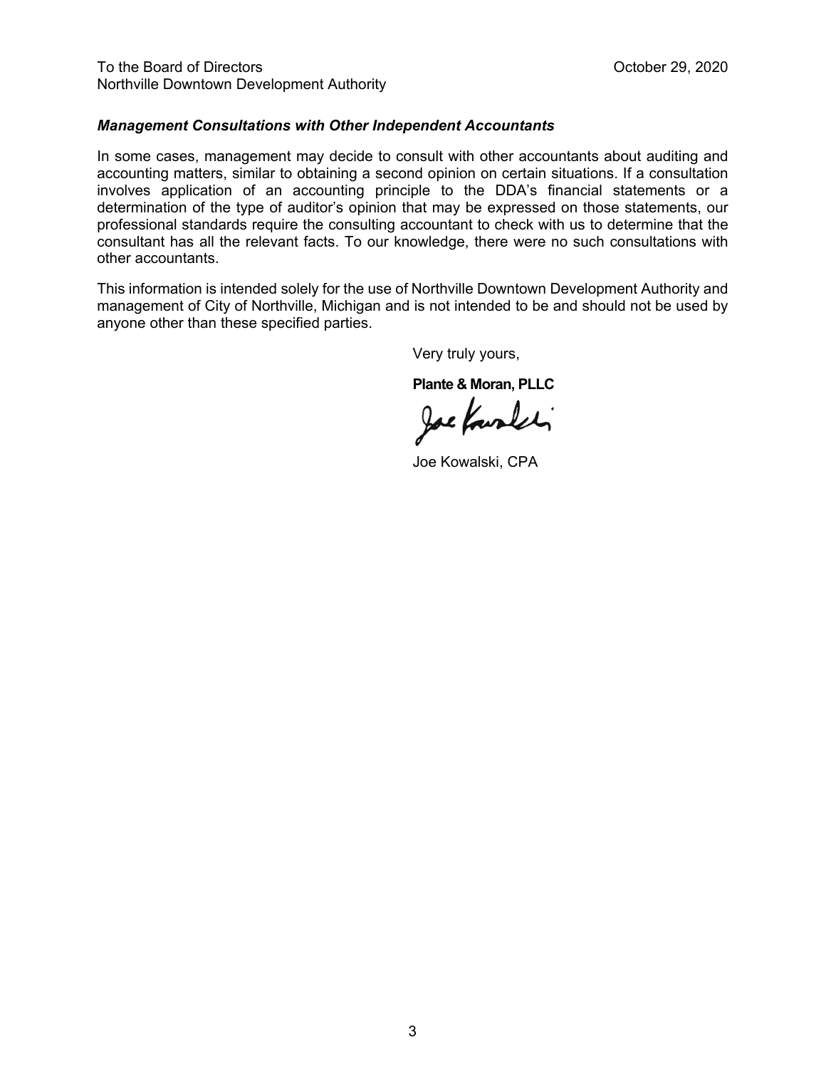To the Board of Directors
Northville Downtown Development Authority

October 29, 2020

***Management Consultations with Other Independent Accountants***

In some cases, management may decide to consult with other accountants about auditing and accounting matters, similar to obtaining a second opinion on certain situations. If a consultation involves application of an accounting principle to the DDA's financial statements or a determination of the type of auditor's opinion that may be expressed on those statements, our professional standards require the consulting accountant to check with us to determine that the consultant has all the relevant facts. To our knowledge, there were no such consultations with other accountants.

This information is intended solely for the use of Northville Downtown Development Authority and management of City of Northville, Michigan and is not intended to be and should not be used by anyone other than these specified parties.

Very truly yours,

**Plante & Moran, PLLC**

Joe Kowalski, CPA